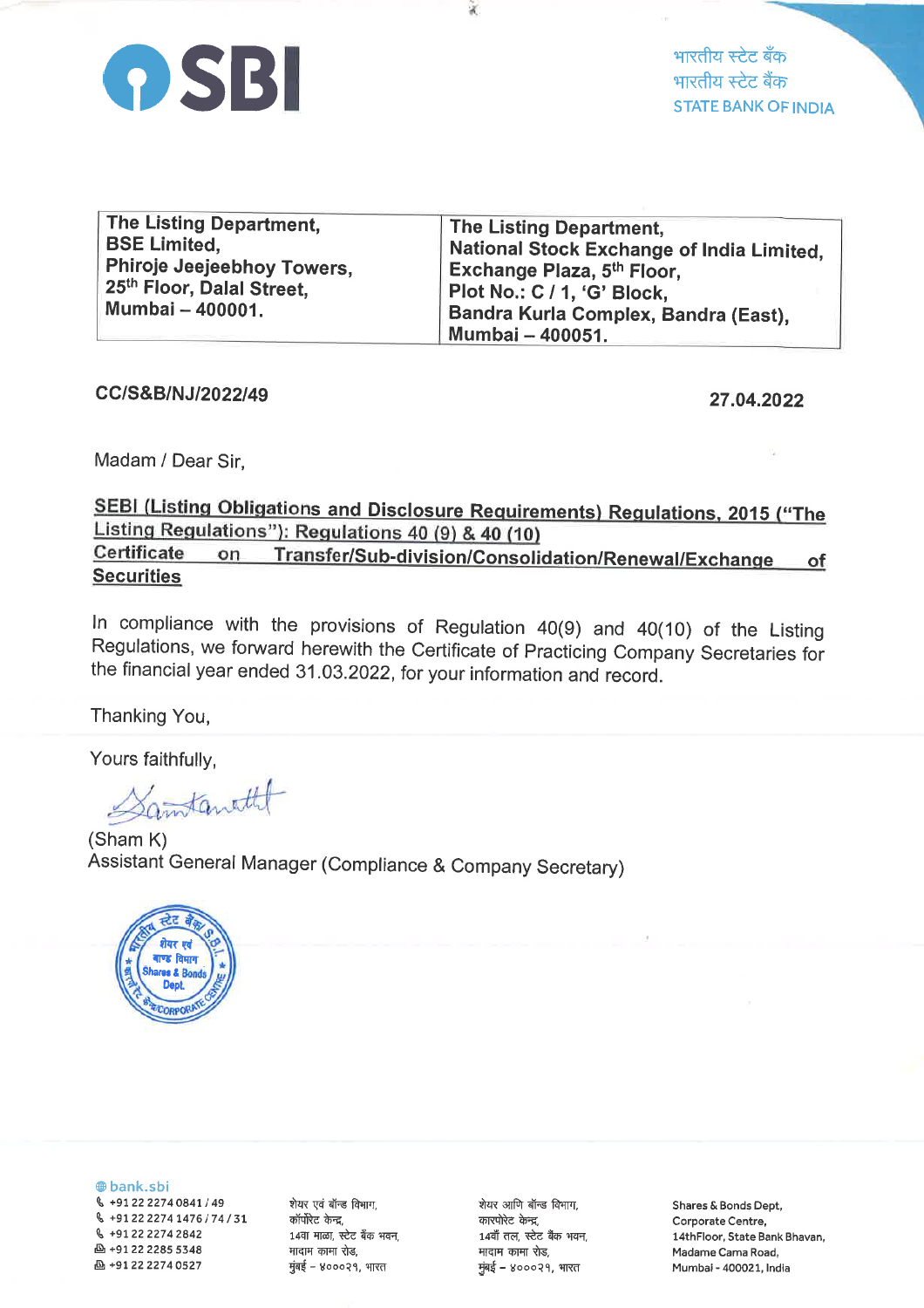**SBI**

भारतीय स्टेट बैंक
भारतीय स्टेट बैंक
STATE BANK OF INDIA

| The Listing Department, BSE Limited, Phiroje Jeejeebhoy Towers, 25th Floor, Dalal Street, Mumbai – 400001. | The Listing Department, National Stock Exchange of India Limited, Exchange Plaza, 5th Floor, Plot No.: C / 1, 'G' Block, Bandra Kurla Complex, Bandra (East), Mumbai – 400051. |
|---|---|

**CC/S&B/NJ/2022/49** **27.04.2022**

Madam / Dear Sir,

**SEBI (Listing Obligations and Disclosure Requirements) Regulations, 2015 ("The Listing Regulations"): Regulations 40 (9) & 40 (10)**
**Certificate on Transfer/Sub-division/Consolidation/Renewal/Exchange of Securities**

In compliance with the provisions of Regulation 40(9) and 40(10) of the Listing Regulations, we forward herewith the Certificate of Practicing Company Secretaries for the financial year ended 31.03.2022, for your information and record.

Thanking You,

Yours faithfully,

(Sham K)
Assistant General Manager (Compliance & Company Secretary)

bank.sbi
+91 22 2274 0841 / 49
+91 22 2274 1476 / 74 / 31
+91 22 2274 2842
+91 22 2285 5348
+91 22 2274 0527

शेयर एवं बॉन्ड विभाग,
कॉर्पोरेट केन्द्र,
14वा माळा, स्टेट बैंक भवन,
मादाम कामा रोड,
मुंबई – ४०००२१, भारत

शेयर आणि बॉन्ड विभाग,
कारपोरेट केन्द्र,
14वाँ तल, स्टेट बैंक भवन,
मादाम कामा रोड,
मुंबई – ४०००२१, भारत

Shares & Bonds Dept,
Corporate Centre,
14thFloor, State Bank Bhavan,
Madame Cama Road,
Mumbai - 400021, India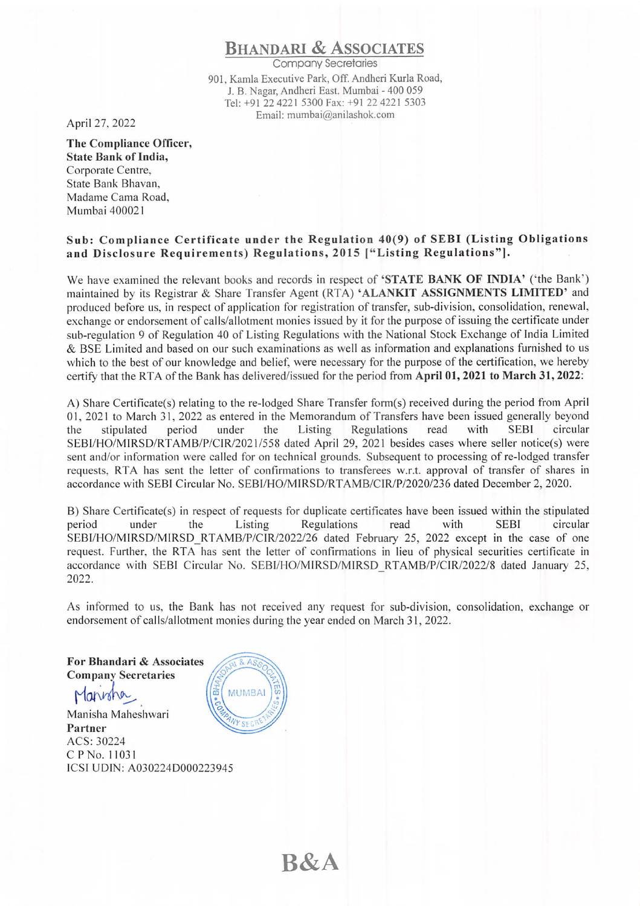# BHANDARI & ASSOCIATES

Company Secretaries

901, Kamla Executive Park, Off. Andheri Kurla Road,
J. B. Nagar, Andheri East. Mumbai - 400 059
Tel: +91 22 4221 5300 Fax: +91 22 4221 5303
Email: mumbai@anilashok.com

April 27, 2022

**The Compliance Officer,**
**State Bank of India,**
Corporate Centre,
State Bank Bhavan,
Madame Cama Road,
Mumbai 400021

**Sub: Compliance Certificate under the Regulation 40(9) of SEBI (Listing Obligations and Disclosure Requirements) Regulations, 2015 ["Listing Regulations"].**

We have examined the relevant books and records in respect of **'STATE BANK OF INDIA'** ('the Bank') maintained by its Registrar & Share Transfer Agent (RTA) **'ALANKIT ASSIGNMENTS LIMITED'** and produced before us, in respect of application for registration of transfer, sub-division, consolidation, renewal, exchange or endorsement of calls/allotment monies issued by it for the purpose of issuing the certificate under sub-regulation 9 of Regulation 40 of Listing Regulations with the National Stock Exchange of India Limited & BSE Limited and based on our such examinations as well as information and explanations furnished to us which to the best of our knowledge and belief, were necessary for the purpose of the certification, we hereby certify that the RTA of the Bank has delivered/issued for the period from **April 01, 2021 to March 31, 2022**:

A) Share Certificate(s) relating to the re-lodged Share Transfer form(s) received during the period from April 01, 2021 to March 31, 2022 as entered in the Memorandum of Transfers have been issued generally beyond the stipulated period under the Listing Regulations read with SEBI circular SEBI/HO/MIRSD/RTAMB/P/CIR/2021/558 dated April 29, 2021 besides cases where seller notice(s) were sent and/or information were called for on technical grounds. Subsequent to processing of re-lodged transfer requests, RTA has sent the letter of confirmations to transferees w.r.t. approval of transfer of shares in accordance with SEBI Circular No. SEBI/HO/MIRSD/RTAMB/CIR/P/2020/236 dated December 2, 2020.

B) Share Certificate(s) in respect of requests for duplicate certificates have been issued within the stipulated period under the Listing Regulations read with SEBI circular SEBI/HO/MIRSD/MIRSD_RTAMB/P/CIR/2022/26 dated February 25, 2022 except in the case of one request. Further, the RTA has sent the letter of confirmations in lieu of physical securities certificate in accordance with SEBI Circular No. SEBI/HO/MIRSD/MIRSD_RTAMB/P/CIR/2022/8 dated January 25, 2022.

As informed to us, the Bank has not received any request for sub-division, consolidation, exchange or endorsement of calls/allotment monies during the year ended on March 31, 2022.

**For Bhandari & Associates**
**Company Secretaries**

Manisha Maheshwari
**Partner**
ACS: 30224
C P No. 11031
ICSI UDIN: A030224D000223945

B&A